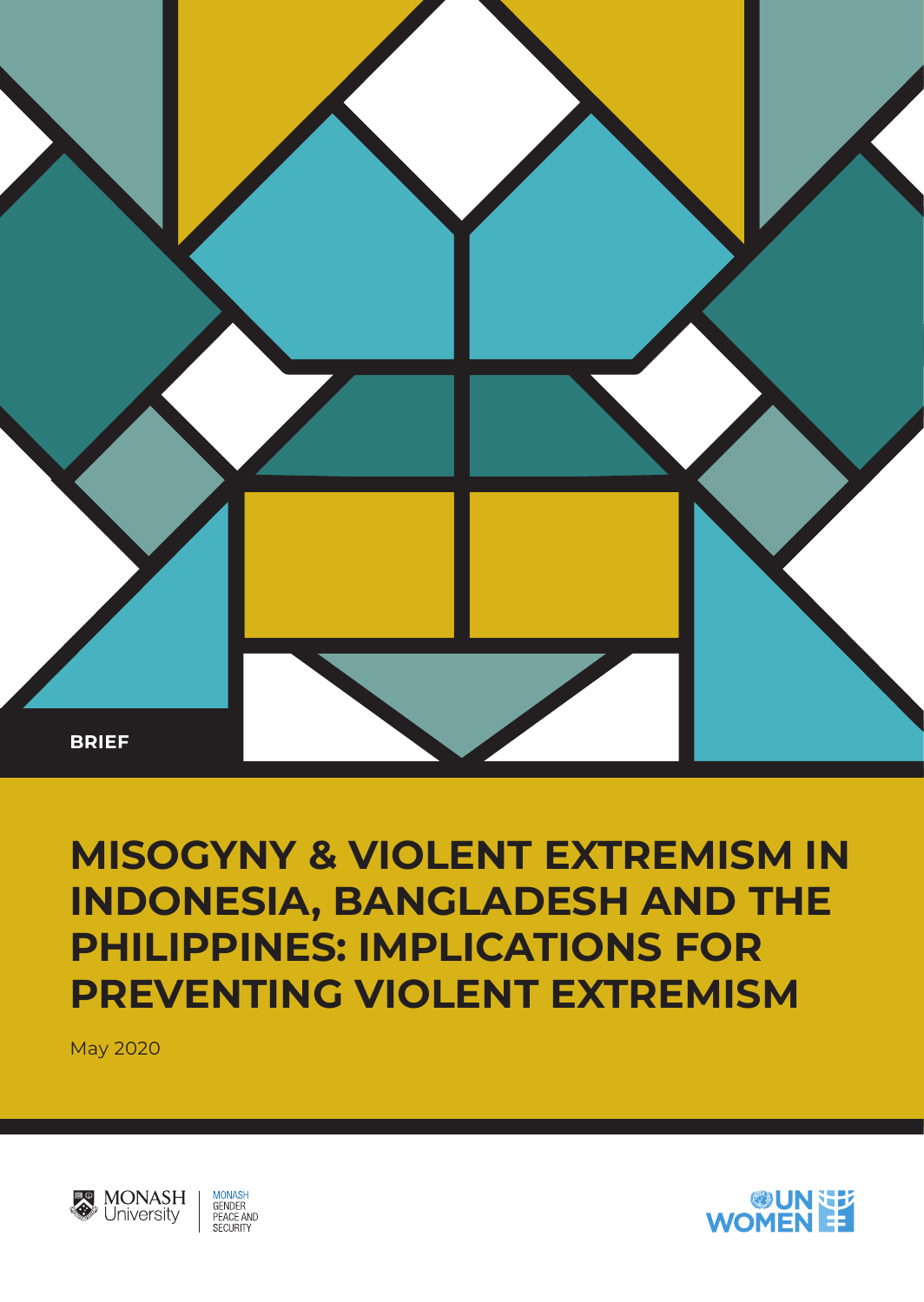BRIEF

# MISOGYNY & VIOLENT EXTREMISM IN INDONESIA, BANGLADESH AND THE PHILIPPINES: IMPLICATIONS FOR PREVENTING VIOLENT EXTREMISM

May 2020

MONASH University | MONASH GENDER PEACE AND SECURITY

UN WOMEN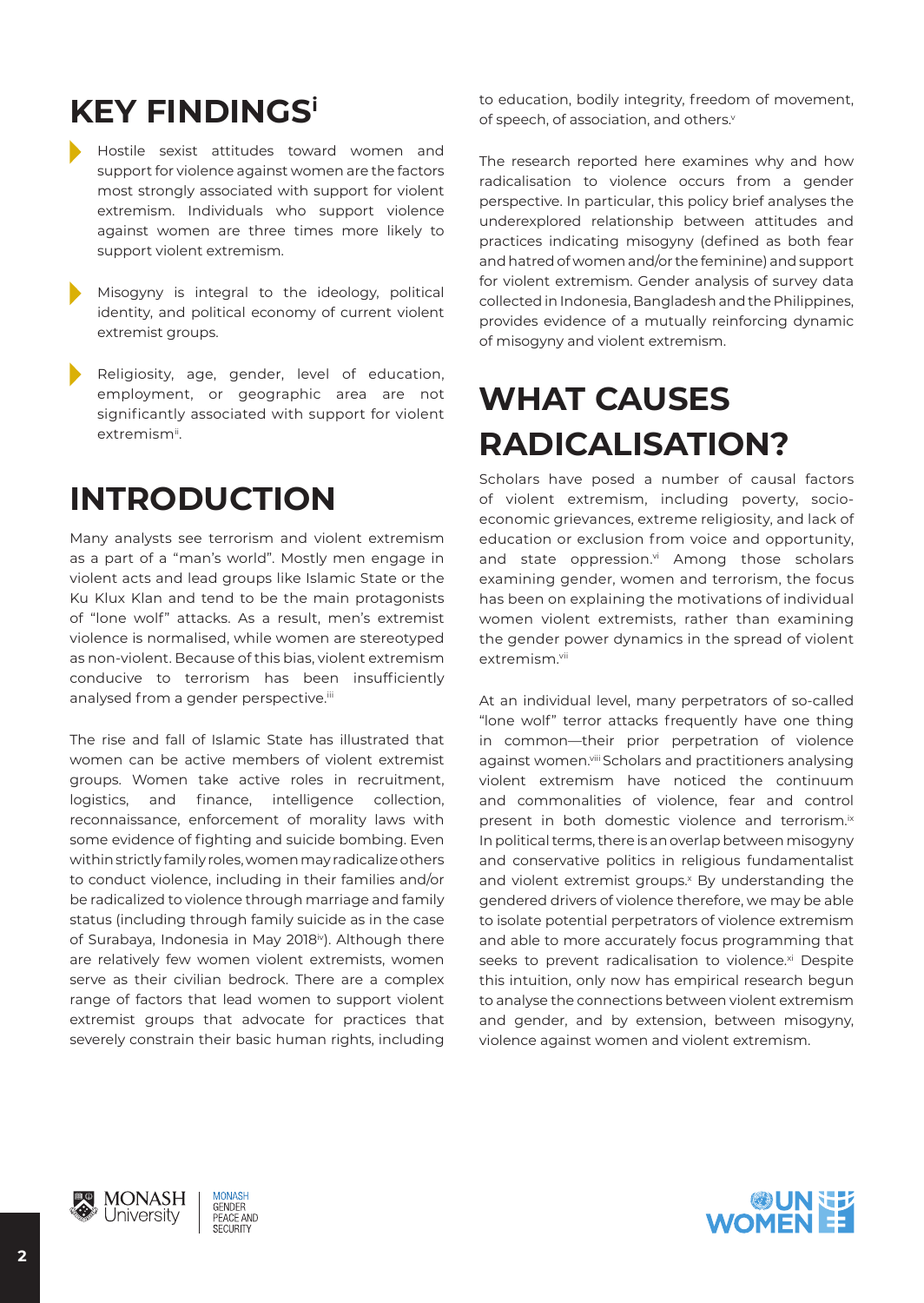## KEY FINDINGS[i]

- Hostile sexist attitudes toward women and support for violence against women are the factors most strongly associated with support for violent extremism. Individuals who support violence against women are three times more likely to support violent extremism.
- Misogyny is integral to the ideology, political identity, and political economy of current violent extremist groups.
- Religiosity, age, gender, level of education, employment, or geographic area are not significantly associated with support for violent extremism[ii].

## INTRODUCTION

Many analysts see terrorism and violent extremism as a part of a "man's world". Mostly men engage in violent acts and lead groups like Islamic State or the Ku Klux Klan and tend to be the main protagonists of "lone wolf" attacks. As a result, men's extremist violence is normalised, while women are stereotyped as non-violent. Because of this bias, violent extremism conducive to terrorism has been insufficiently analysed from a gender perspective.[iii]

The rise and fall of Islamic State has illustrated that women can be active members of violent extremist groups. Women take active roles in recruitment, logistics, and finance, intelligence collection, reconnaissance, enforcement of morality laws with some evidence of fighting and suicide bombing. Even within strictly family roles, women may radicalize others to conduct violence, including in their families and/or be radicalized to violence through marriage and family status (including through family suicide as in the case of Surabaya, Indonesia in May 2018[iv]). Although there are relatively few women violent extremists, women serve as their civilian bedrock. There are a complex range of factors that lead women to support violent extremist groups that advocate for practices that severely constrain their basic human rights, including to education, bodily integrity, freedom of movement, of speech, of association, and others.[v]

The research reported here examines why and how radicalisation to violence occurs from a gender perspective. In particular, this policy brief analyses the underexplored relationship between attitudes and practices indicating misogyny (defined as both fear and hatred of women and/or the feminine) and support for violent extremism. Gender analysis of survey data collected in Indonesia, Bangladesh and the Philippines, provides evidence of a mutually reinforcing dynamic of misogyny and violent extremism.

## WHAT CAUSES RADICALISATION?

Scholars have posed a number of causal factors of violent extremism, including poverty, socio-economic grievances, extreme religiosity, and lack of education or exclusion from voice and opportunity, and state oppression.[vi] Among those scholars examining gender, women and terrorism, the focus has been on explaining the motivations of individual women violent extremists, rather than examining the gender power dynamics in the spread of violent extremism.[vii]

At an individual level, many perpetrators of so-called "lone wolf" terror attacks frequently have one thing in common—their prior perpetration of violence against women.[viii] Scholars and practitioners analysing violent extremism have noticed the continuum and commonalities of violence, fear and control present in both domestic violence and terrorism.[ix] In political terms, there is an overlap between misogyny and conservative politics in religious fundamentalist and violent extremist groups.[x] By understanding the gendered drivers of violence therefore, we may be able to isolate potential perpetrators of violence extremism and able to more accurately focus programming that seeks to prevent radicalisation to violence.[xi] Despite this intuition, only now has empirical research begun to analyse the connections between violent extremism and gender, and by extension, between misogyny, violence against women and violent extremism.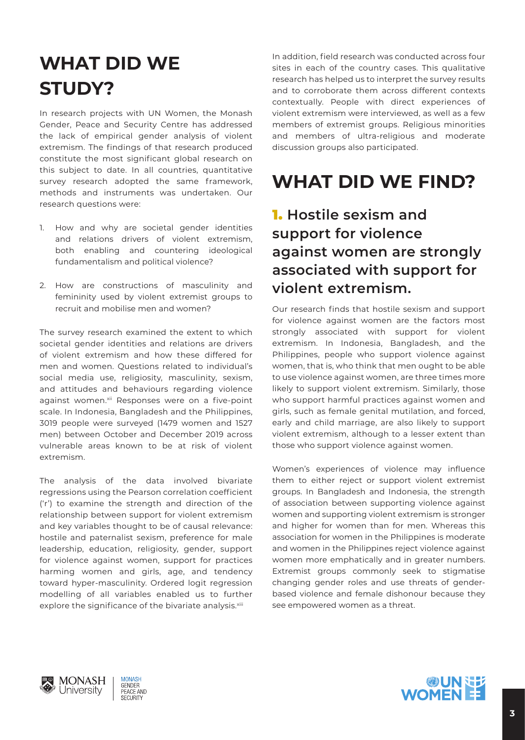# WHAT DID WE STUDY?

In research projects with UN Women, the Monash Gender, Peace and Security Centre has addressed the lack of empirical gender analysis of violent extremism. The findings of that research produced constitute the most significant global research on this subject to date. In all countries, quantitative survey research adopted the same framework, methods and instruments was undertaken. Our research questions were:

1. How and why are societal gender identities and relations drivers of violent extremism, both enabling and countering ideological fundamentalism and political violence?
2. How are constructions of masculinity and femininity used by violent extremist groups to recruit and mobilise men and women?

The survey research examined the extent to which societal gender identities and relations are drivers of violent extremism and how these differed for men and women. Questions related to individual's social media use, religiosity, masculinity, sexism, and attitudes and behaviours regarding violence against women.[xii] Responses were on a five-point scale. In Indonesia, Bangladesh and the Philippines, 3019 people were surveyed (1479 women and 1527 men) between October and December 2019 across vulnerable areas known to be at risk of violent extremism.

The analysis of the data involved bivariate regressions using the Pearson correlation coefficient ('r') to examine the strength and direction of the relationship between support for violent extremism and key variables thought to be of causal relevance: hostile and paternalist sexism, preference for male leadership, education, religiosity, gender, support for violence against women, support for practices harming women and girls, age, and tendency toward hyper-masculinity. Ordered logit regression modelling of all variables enabled us to further explore the significance of the bivariate analysis.[xiii]

In addition, field research was conducted across four sites in each of the country cases. This qualitative research has helped us to interpret the survey results and to corroborate them across different contexts contextually. People with direct experiences of violent extremism were interviewed, as well as a few members of extremist groups. Religious minorities and members of ultra-religious and moderate discussion groups also participated.

# WHAT DID WE FIND?

## 1. Hostile sexism and support for violence against women are strongly associated with support for violent extremism.

Our research finds that hostile sexism and support for violence against women are the factors most strongly associated with support for violent extremism. In Indonesia, Bangladesh, and the Philippines, people who support violence against women, that is, who think that men ought to be able to use violence against women, are three times more likely to support violent extremism. Similarly, those who support harmful practices against women and girls, such as female genital mutilation, and forced, early and child marriage, are also likely to support violent extremism, although to a lesser extent than those who support violence against women.

Women's experiences of violence may influence them to either reject or support violent extremist groups. In Bangladesh and Indonesia, the strength of association between supporting violence against women and supporting violent extremism is stronger and higher for women than for men. Whereas this association for women in the Philippines is moderate and women in the Philippines reject violence against women more emphatically and in greater numbers. Extremist groups commonly seek to stigmatise changing gender roles and use threats of gender-based violence and female dishonour because they see empowered women as a threat.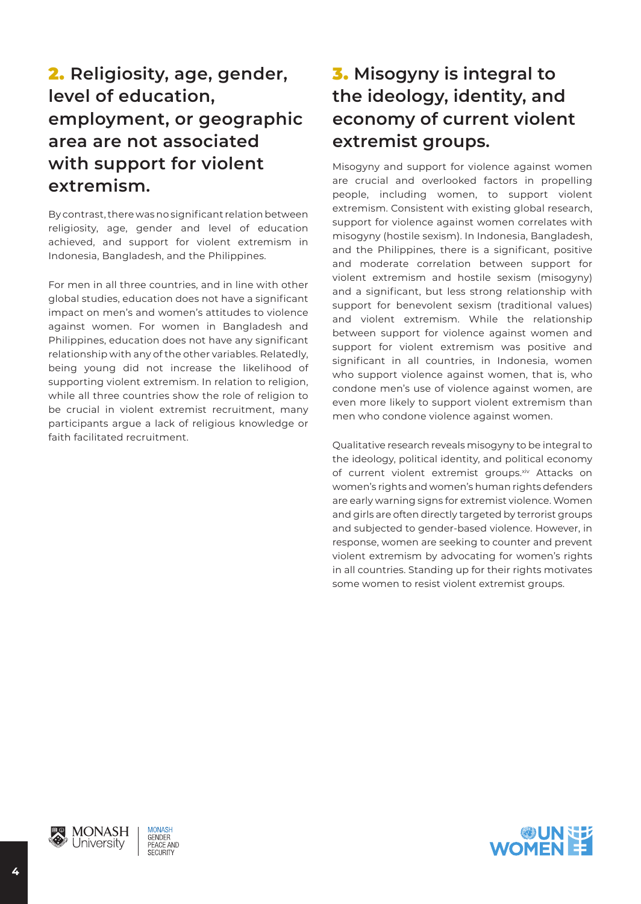## 2. Religiosity, age, gender, level of education, employment, or geographic area are not associated with support for violent extremism.

By contrast, there was no significant relation between religiosity, age, gender and level of education achieved, and support for violent extremism in Indonesia, Bangladesh, and the Philippines.

For men in all three countries, and in line with other global studies, education does not have a significant impact on men's and women's attitudes to violence against women. For women in Bangladesh and Philippines, education does not have any significant relationship with any of the other variables. Relatedly, being young did not increase the likelihood of supporting violent extremism. In relation to religion, while all three countries show the role of religion to be crucial in violent extremist recruitment, many participants argue a lack of religious knowledge or faith facilitated recruitment.

## 3. Misogyny is integral to the ideology, identity, and economy of current violent extremist groups.

Misogyny and support for violence against women are crucial and overlooked factors in propelling people, including women, to support violent extremism. Consistent with existing global research, support for violence against women correlates with misogyny (hostile sexism). In Indonesia, Bangladesh, and the Philippines, there is a significant, positive and moderate correlation between support for violent extremism and hostile sexism (misogyny) and a significant, but less strong relationship with support for benevolent sexism (traditional values) and violent extremism. While the relationship between support for violence against women and support for violent extremism was positive and significant in all countries, in Indonesia, women who support violence against women, that is, who condone men's use of violence against women, are even more likely to support violent extremism than men who condone violence against women.

Qualitative research reveals misogyny to be integral to the ideology, political identity, and political economy of current violent extremist groups.[xiv] Attacks on women's rights and women's human rights defenders are early warning signs for extremist violence. Women and girls are often directly targeted by terrorist groups and subjected to gender-based violence. However, in response, women are seeking to counter and prevent violent extremism by advocating for women's rights in all countries. Standing up for their rights motivates some women to resist violent extremist groups.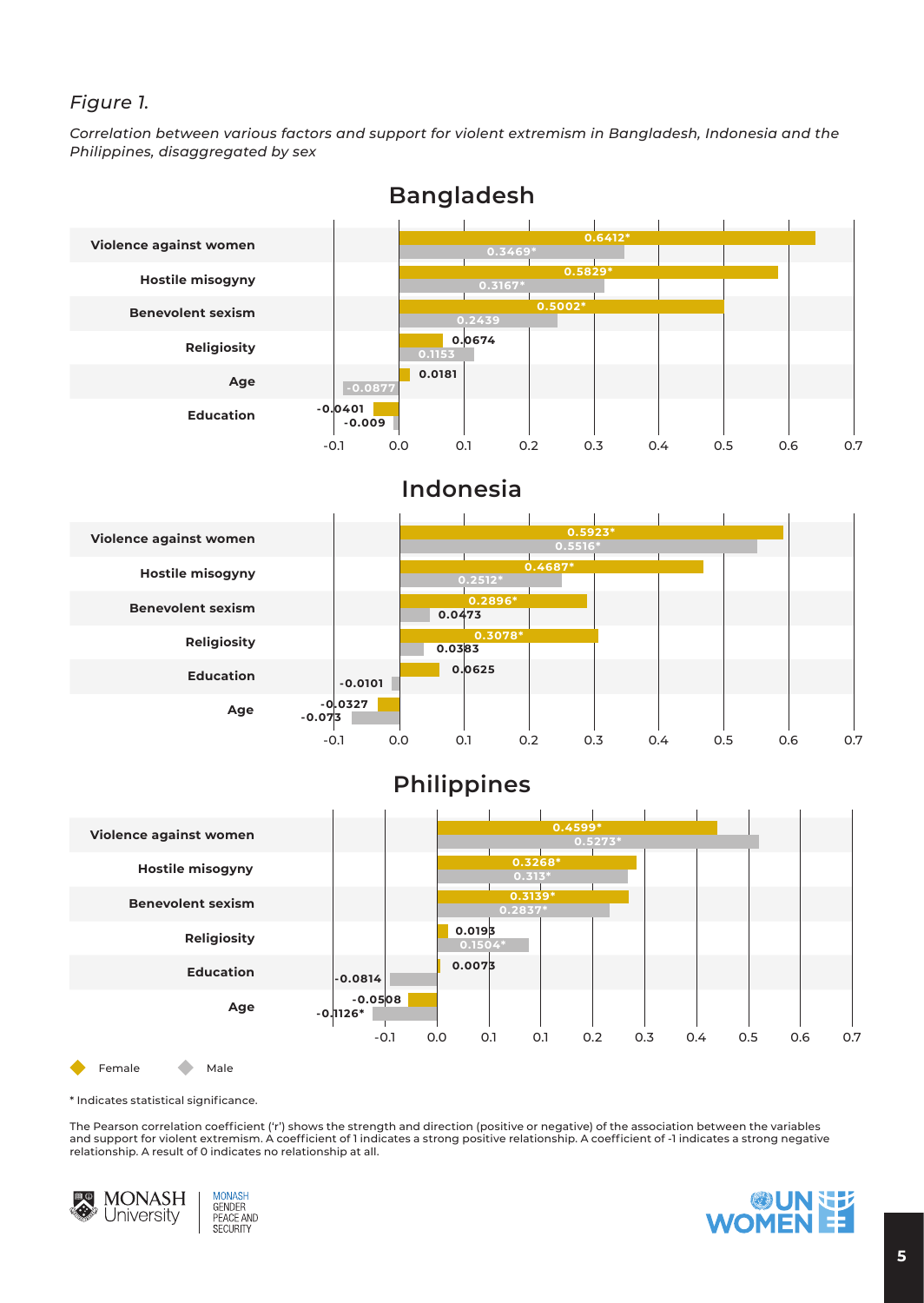*Figure 1.*

*Correlation between various factors and support for violent extremism in Bangladesh, Indonesia and the Philippines, disaggregated by sex*

## Bangladesh

| Factor | Female | Male |
|---|---|---|
| Violence against women | 0.6412* | 0.3469* |
| Hostile misogyny | 0.5829* | 0.3167* |
| Benevolent sexism | 0.5002* | 0.2439 |
| Religiosity | 0.0674 | 0.1153 |
| Age | 0.0181 | -0.0877 |
| Education | -0.0401 | -0.009 |

## Indonesia

| Factor | Female | Male |
|---|---|---|
| Violence against women | 0.5923* | 0.5516* |
| Hostile misogyny | 0.4687* | 0.2512* |
| Benevolent sexism | 0.2896* | 0.0473 |
| Religiosity | 0.3078* | 0.0383 |
| Education | 0.0625 | -0.0101 |
| Age | -0.0327 | -0.073 |

## Philippines

| Factor | Female | Male |
|---|---|---|
| Violence against women | 0.4599* | 0.5273* |
| Hostile misogyny | 0.3268* | 0.313* |
| Benevolent sexism | 0.3139* | 0.2837* |
| Religiosity | 0.0193 | 0.1504* |
| Education | 0.0073 | -0.0814 |
| Age | -0.0508 | -0.1126* |

\* Indicates statistical significance.

The Pearson correlation coefficient ('r') shows the strength and direction (positive or negative) of the association between the variables and support for violent extremism. A coefficient of 1 indicates a strong positive relationship. A coefficient of -1 indicates a strong negative relationship. A result of 0 indicates no relationship at all.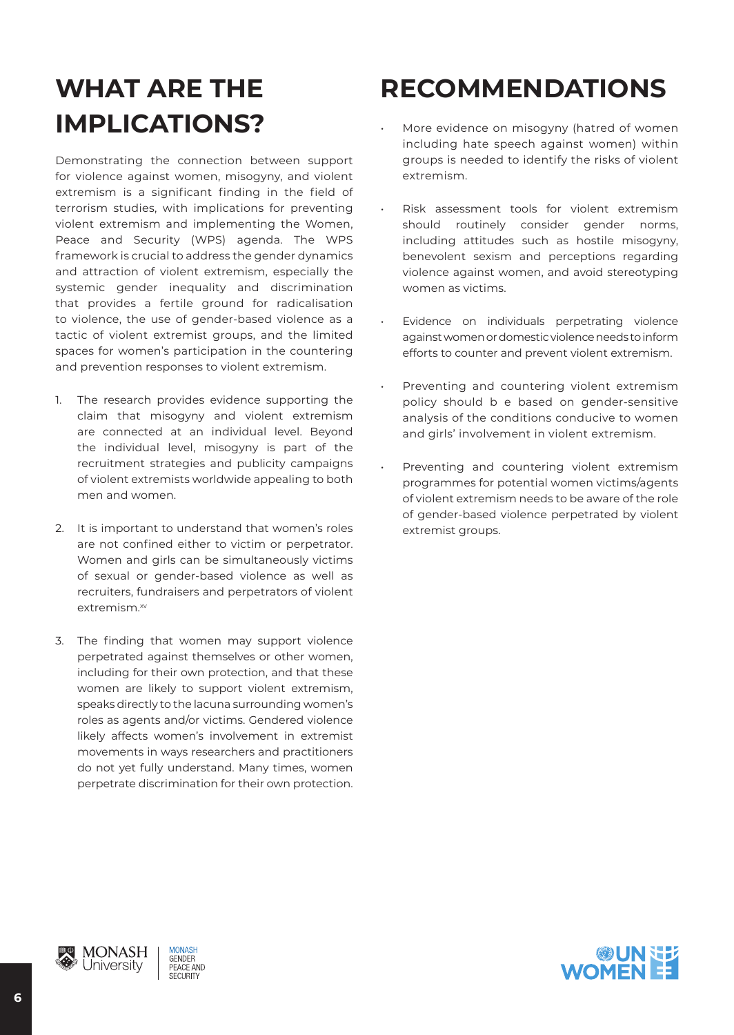# WHAT ARE THE IMPLICATIONS?

Demonstrating the connection between support for violence against women, misogyny, and violent extremism is a significant finding in the field of terrorism studies, with implications for preventing violent extremism and implementing the Women, Peace and Security (WPS) agenda. The WPS framework is crucial to address the gender dynamics and attraction of violent extremism, especially the systemic gender inequality and discrimination that provides a fertile ground for radicalisation to violence, the use of gender-based violence as a tactic of violent extremist groups, and the limited spaces for women's participation in the countering and prevention responses to violent extremism.

1. The research provides evidence supporting the claim that misogyny and violent extremism are connected at an individual level. Beyond the individual level, misogyny is part of the recruitment strategies and publicity campaigns of violent extremists worldwide appealing to both men and women.

2. It is important to understand that women's roles are not confined either to victim or perpetrator. Women and girls can be simultaneously victims of sexual or gender-based violence as well as recruiters, fundraisers and perpetrators of violent extremism.[xv]

3. The finding that women may support violence perpetrated against themselves or other women, including for their own protection, and that these women are likely to support violent extremism, speaks directly to the lacuna surrounding women's roles as agents and/or victims. Gendered violence likely affects women's involvement in extremist movements in ways researchers and practitioners do not yet fully understand. Many times, women perpetrate discrimination for their own protection.

# RECOMMENDATIONS

- More evidence on misogyny (hatred of women including hate speech against women) within groups is needed to identify the risks of violent extremism.

- Risk assessment tools for violent extremism should routinely consider gender norms, including attitudes such as hostile misogyny, benevolent sexism and perceptions regarding violence against women, and avoid stereotyping women as victims.

- Evidence on individuals perpetrating violence against women or domestic violence needs to inform efforts to counter and prevent violent extremism.

- Preventing and countering violent extremism policy should b e based on gender-sensitive analysis of the conditions conducive to women and girls' involvement in violent extremism.

- Preventing and countering violent extremism programmes for potential women victims/agents of violent extremism needs to be aware of the role of gender-based violence perpetrated by violent extremist groups.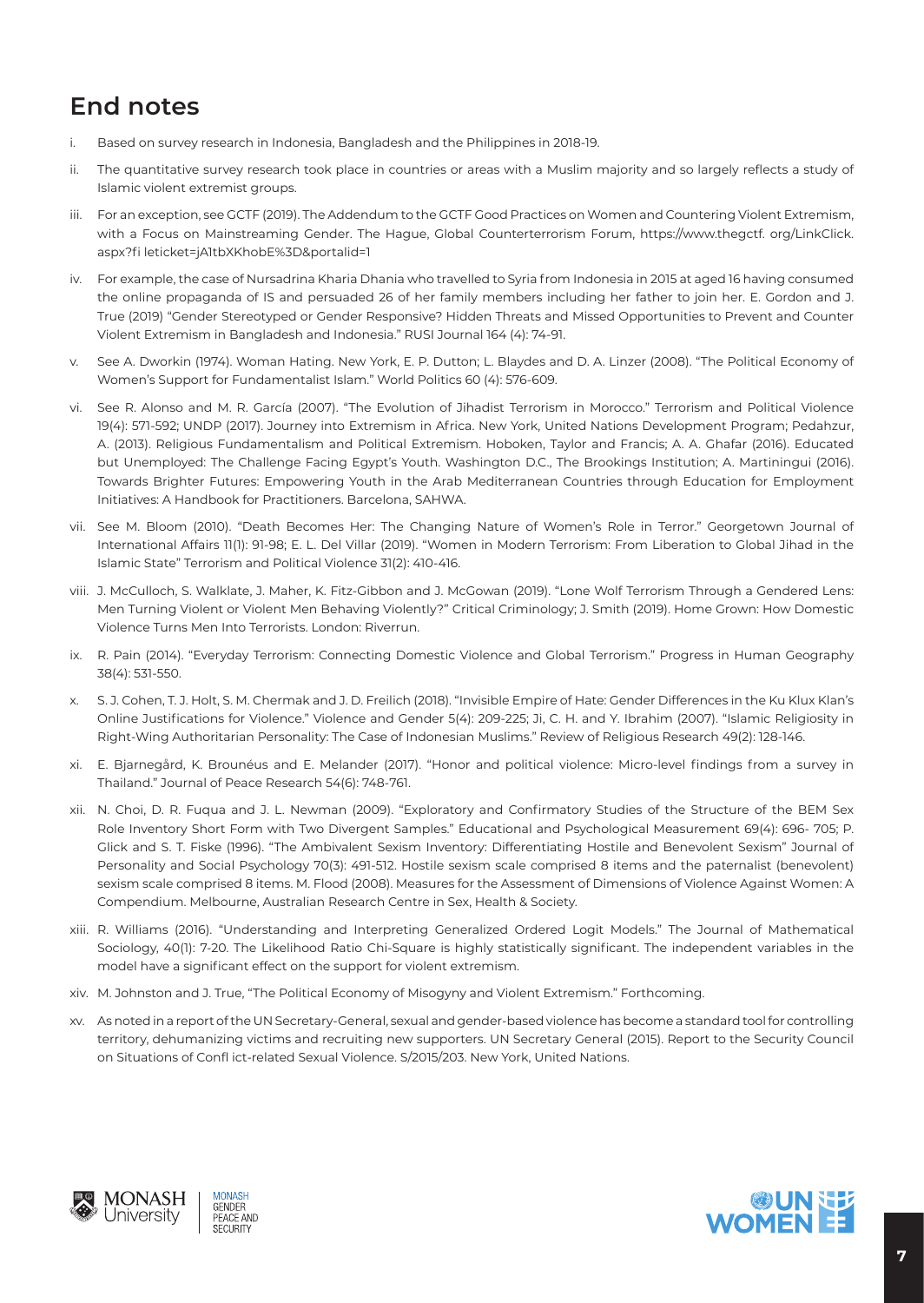## End notes

i. Based on survey research in Indonesia, Bangladesh and the Philippines in 2018-19.

ii. The quantitative survey research took place in countries or areas with a Muslim majority and so largely reflects a study of Islamic violent extremist groups.

iii. For an exception, see GCTF (2019). The Addendum to the GCTF Good Practices on Women and Countering Violent Extremism, with a Focus on Mainstreaming Gender. The Hague, Global Counterterrorism Forum, https://www.thegctf. org/LinkClick. aspx?fi leticket=jA1tbXKhobE%3D&portalid=1

iv. For example, the case of Nursadrina Kharia Dhania who travelled to Syria from Indonesia in 2015 at aged 16 having consumed the online propaganda of IS and persuaded 26 of her family members including her father to join her. E. Gordon and J. True (2019) "Gender Stereotyped or Gender Responsive? Hidden Threats and Missed Opportunities to Prevent and Counter Violent Extremism in Bangladesh and Indonesia." RUSI Journal 164 (4): 74-91.

v. See A. Dworkin (1974). Woman Hating. New York, E. P. Dutton; L. Blaydes and D. A. Linzer (2008). "The Political Economy of Women's Support for Fundamentalist Islam." World Politics 60 (4): 576-609.

vi. See R. Alonso and M. R. García (2007). "The Evolution of Jihadist Terrorism in Morocco." Terrorism and Political Violence 19(4): 571-592; UNDP (2017). Journey into Extremism in Africa. New York, United Nations Development Program; Pedahzur, A. (2013). Religious Fundamentalism and Political Extremism. Hoboken, Taylor and Francis; A. A. Ghafar (2016). Educated but Unemployed: The Challenge Facing Egypt's Youth. Washington D.C., The Brookings Institution; A. Martiningui (2016). Towards Brighter Futures: Empowering Youth in the Arab Mediterranean Countries through Education for Employment Initiatives: A Handbook for Practitioners. Barcelona, SAHWA.

vii. See M. Bloom (2010). "Death Becomes Her: The Changing Nature of Women's Role in Terror." Georgetown Journal of International Affairs 11(1): 91-98; E. L. Del Villar (2019). "Women in Modern Terrorism: From Liberation to Global Jihad in the Islamic State" Terrorism and Political Violence 31(2): 410-416.

viii. J. McCulloch, S. Walklate, J. Maher, K. Fitz-Gibbon and J. McGowan (2019). "Lone Wolf Terrorism Through a Gendered Lens: Men Turning Violent or Violent Men Behaving Violently?" Critical Criminology; J. Smith (2019). Home Grown: How Domestic Violence Turns Men Into Terrorists. London: Riverrun.

ix. R. Pain (2014). "Everyday Terrorism: Connecting Domestic Violence and Global Terrorism." Progress in Human Geography 38(4): 531-550.

x. S. J. Cohen, T. J. Holt, S. M. Chermak and J. D. Freilich (2018). "Invisible Empire of Hate: Gender Differences in the Ku Klux Klan's Online Justifications for Violence." Violence and Gender 5(4): 209-225; Ji, C. H. and Y. Ibrahim (2007). "Islamic Religiosity in Right-Wing Authoritarian Personality: The Case of Indonesian Muslims." Review of Religious Research 49(2): 128-146.

xi. E. Bjarnegård, K. Brounéus and E. Melander (2017). "Honor and political violence: Micro-level findings from a survey in Thailand." Journal of Peace Research 54(6): 748-761.

xii. N. Choi, D. R. Fuqua and J. L. Newman (2009). "Exploratory and Confirmatory Studies of the Structure of the BEM Sex Role Inventory Short Form with Two Divergent Samples." Educational and Psychological Measurement 69(4): 696- 705; P. Glick and S. T. Fiske (1996). "The Ambivalent Sexism Inventory: Differentiating Hostile and Benevolent Sexism" Journal of Personality and Social Psychology 70(3): 491-512. Hostile sexism scale comprised 8 items and the paternalist (benevolent) sexism scale comprised 8 items. M. Flood (2008). Measures for the Assessment of Dimensions of Violence Against Women: A Compendium. Melbourne, Australian Research Centre in Sex, Health & Society.

xiii. R. Williams (2016). "Understanding and Interpreting Generalized Ordered Logit Models." The Journal of Mathematical Sociology, 40(1): 7-20. The Likelihood Ratio Chi-Square is highly statistically significant. The independent variables in the model have a significant effect on the support for violent extremism.

xiv. M. Johnston and J. True, "The Political Economy of Misogyny and Violent Extremism." Forthcoming.

xv. As noted in a report of the UN Secretary-General, sexual and gender-based violence has become a standard tool for controlling territory, dehumanizing victims and recruiting new supporters. UN Secretary General (2015). Report to the Security Council on Situations of Confl ict-related Sexual Violence. S/2015/203. New York, United Nations.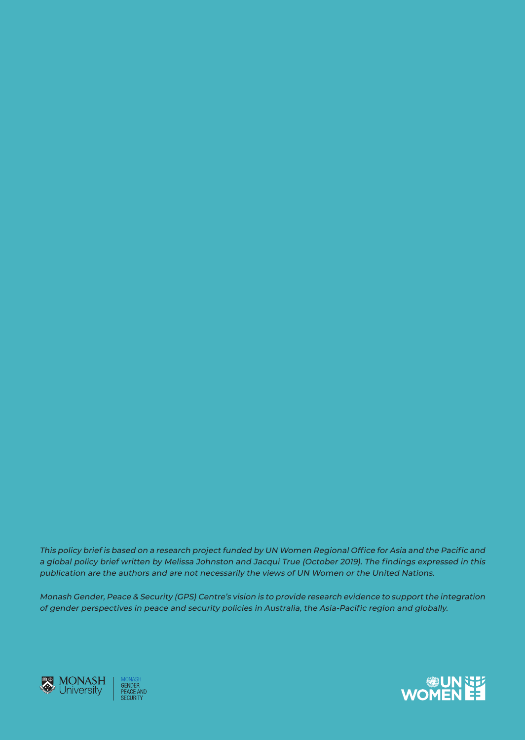*This policy brief is based on a research project funded by UN Women Regional Office for Asia and the Pacific and a global policy brief written by Melissa Johnston and Jacqui True (October 2019). The findings expressed in this publication are the authors and are not necessarily the views of UN Women or the United Nations.*

*Monash Gender, Peace & Security (GPS) Centre's vision is to provide research evidence to support the integration of gender perspectives in peace and security policies in Australia, the Asia-Pacific region and globally.*

MONASH University | MONASH GENDER PEACE AND SECURITY

UN WOMEN